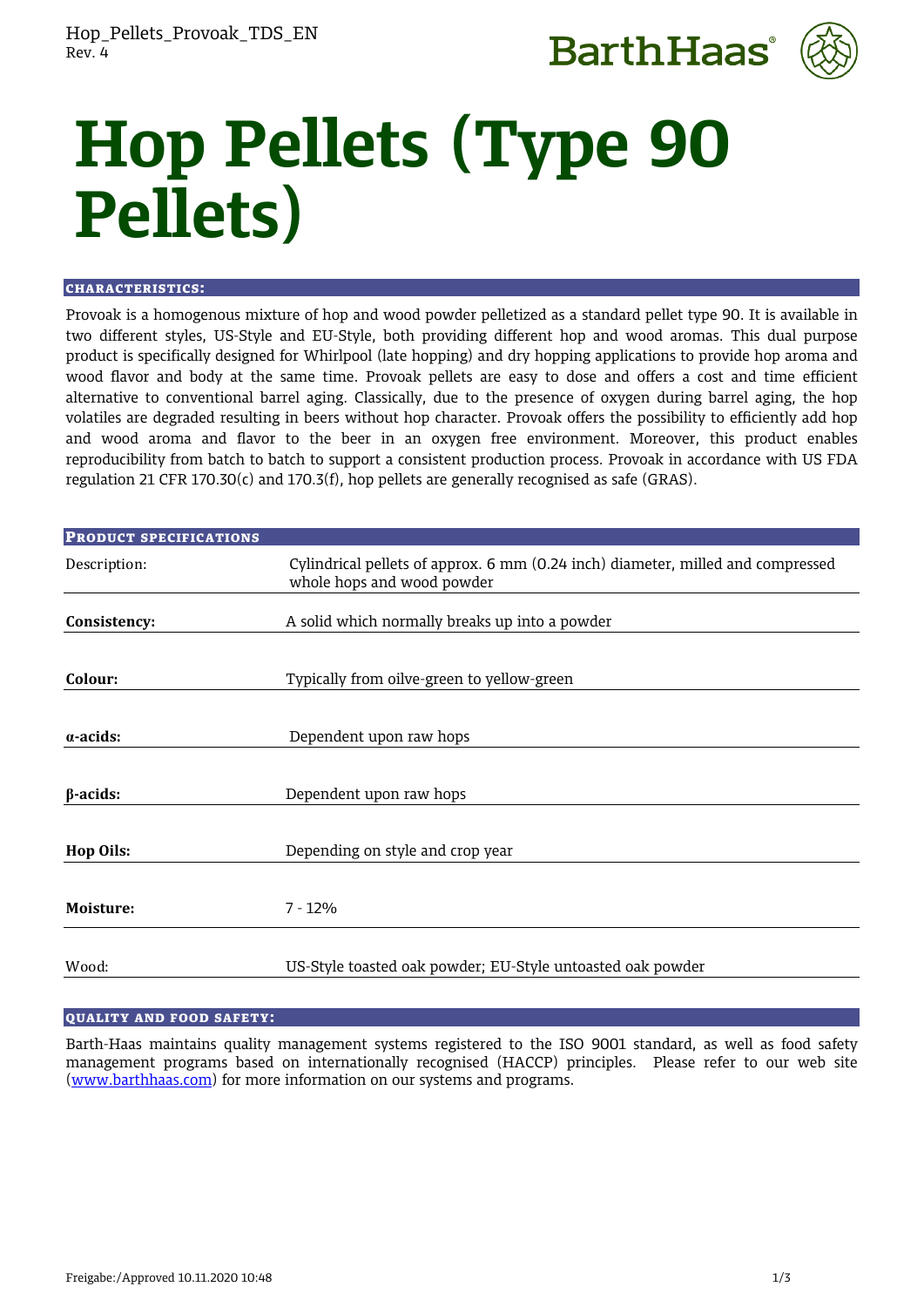# Hop Pellets (Type 90 Pellets)

## CHARACTERISTICS:

Provoak is a homogenous mixture of hop and wood powder pelletized as a standard pellet type 90. It is available in two different styles, US-Style and EU-Style, both providing different hop and wood aromas. This dual purpose product is specifically designed for Whirlpool (late hopping) and dry hopping applications to provide hop aroma and wood flavor and body at the same time. Provoak pellets are easy to dose and offers a cost and time efficient alternative to conventional barrel aging. Classically, due to the presence of oxygen during barrel aging, the hop volatiles are degraded resulting in beers without hop character. Provoak offers the possibility to efficiently add hop and wood aroma and flavor to the beer in an oxygen free environment. Moreover, this product enables reproducibility from batch to batch to support a consistent production process. Provoak in accordance with US FDA regulation 21 CFR 170.30(c) and 170.3(f), hop pellets are generally recognised as safe (GRAS).

## PRODUCT SPECIFICATIONS

| | |
|---|---|
| Description: | Cylindrical pellets of approx. 6 mm (0.24 inch) diameter, milled and compressed whole hops and wood powder |
| **Consistency:** | A solid which normally breaks up into a powder |
| **Colour:** | Typically from oilve-green to yellow-green |
| **α-acids:** | Dependent upon raw hops |
| **β-acids:** | Dependent upon raw hops |
| **Hop Oils:** | Depending on style and crop year |
| **Moisture:** | 7 - 12% |
| Wood: | US-Style toasted oak powder; EU-Style untoasted oak powder |

## QUALITY AND FOOD SAFETY:

Barth-Haas maintains quality management systems registered to the ISO 9001 standard, as well as food safety management programs based on internationally recognised (HACCP) principles. Please refer to our web site (www.barthhaas.com) for more information on our systems and programs.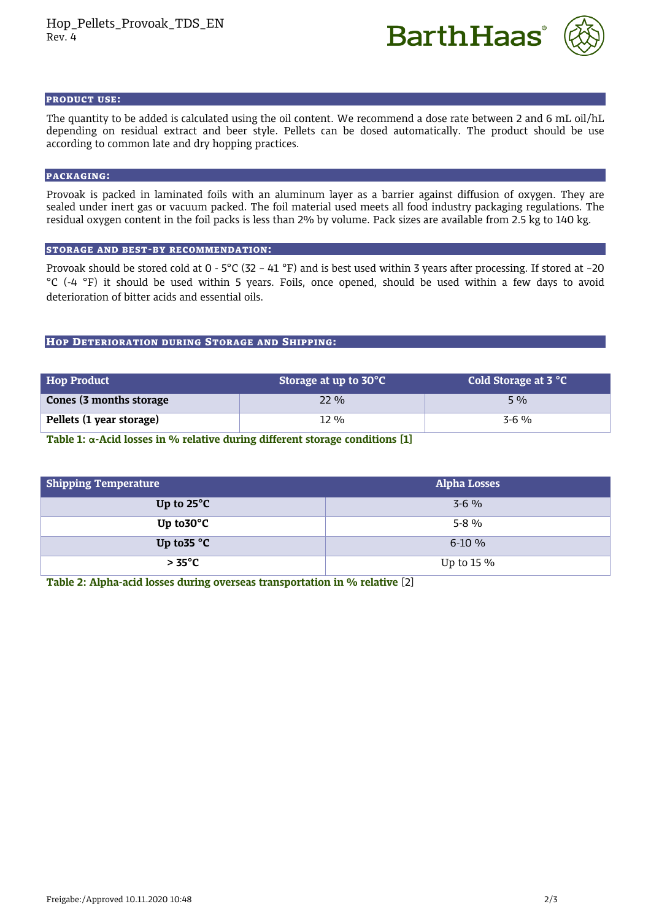## PRODUCT USE:

The quantity to be added is calculated using the oil content. We recommend a dose rate between 2 and 6 mL oil/hL depending on residual extract and beer style. Pellets can be dosed automatically. The product should be use according to common late and dry hopping practices.

## PACKAGING:

Provoak is packed in laminated foils with an aluminum layer as a barrier against diffusion of oxygen. They are sealed under inert gas or vacuum packed. The foil material used meets all food industry packaging regulations. The residual oxygen content in the foil packs is less than 2% by volume. Pack sizes are available from 2.5 kg to 140 kg.

## STORAGE AND BEST-BY RECOMMENDATION:

Provoak should be stored cold at 0 - 5°C (32 – 41 °F) and is best used within 3 years after processing. If stored at -20 °C (-4 °F) it should be used within 5 years. Foils, once opened, should be used within a few days to avoid deterioration of bitter acids and essential oils.

## HOP DETERIORATION DURING STORAGE AND SHIPPING:

| Hop Product | Storage at up to 30°C | Cold Storage at 3 °C |
|---|---|---|
| **Cones (3 months storage** | 22 % | 5 % |
| **Pellets (1 year storage)** | 12 % | 3-6 % |

**Table 1: α-Acid losses in % relative during different storage conditions [1]**

| Shipping Temperature | Alpha Losses |
|---|---|
| **Up to 25°C** | 3-6 % |
| **Up to30°C** | 5-8 % |
| **Up to35 °C** | 6-10 % |
| **> 35°C** | Up to 15 % |

**Table 2: Alpha-acid losses during overseas transportation in % relative** [2]

Freigabe:/Approved 10.11.2020 10:48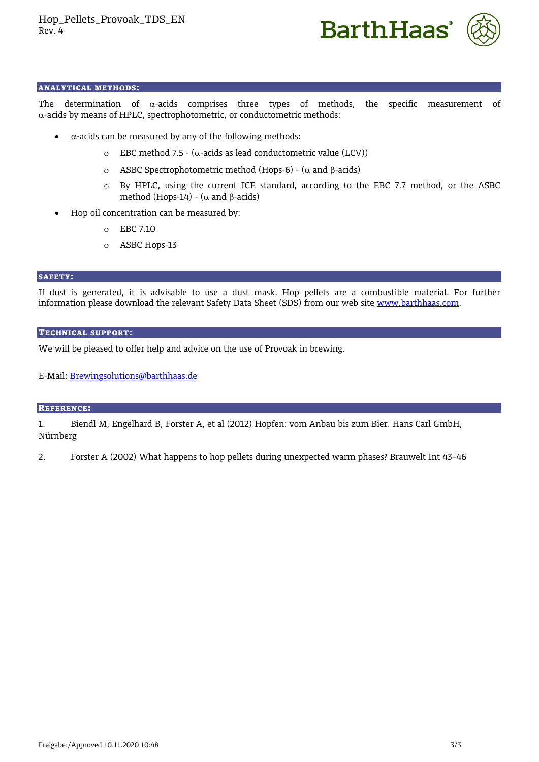## ANALYTICAL METHODS:

The determination of α-acids comprises three types of methods, the specific measurement of α-acids by means of HPLC, spectrophotometric, or conductometric methods:

- α-acids can be measured by any of the following methods:
  - EBC method 7.5 - (α-acids as lead conductometric value (LCV))
  - ASBC Spectrophotometric method (Hops-6) - (α and β-acids)
  - By HPLC, using the current ICE standard, according to the EBC 7.7 method, or the ASBC method (Hops-14) - (α and β-acids)
- Hop oil concentration can be measured by:
  - EBC 7.10
  - ASBC Hops-13

## SAFETY:

If dust is generated, it is advisable to use a dust mask. Hop pellets are a combustible material. For further information please download the relevant Safety Data Sheet (SDS) from our web site www.barthhaas.com.

## TECHNICAL SUPPORT:

We will be pleased to offer help and advice on the use of Provoak in brewing.

E-Mail: Brewingsolutions@barthhaas.de

## REFERENCE:

1. Biendl M, Engelhard B, Forster A, et al (2012) Hopfen: vom Anbau bis zum Bier. Hans Carl GmbH, Nürnberg

2. Forster A (2002) What happens to hop pellets during unexpected warm phases? Brauwelt Int 43–46

Freigabe:/Approved 10.11.2020 10:48